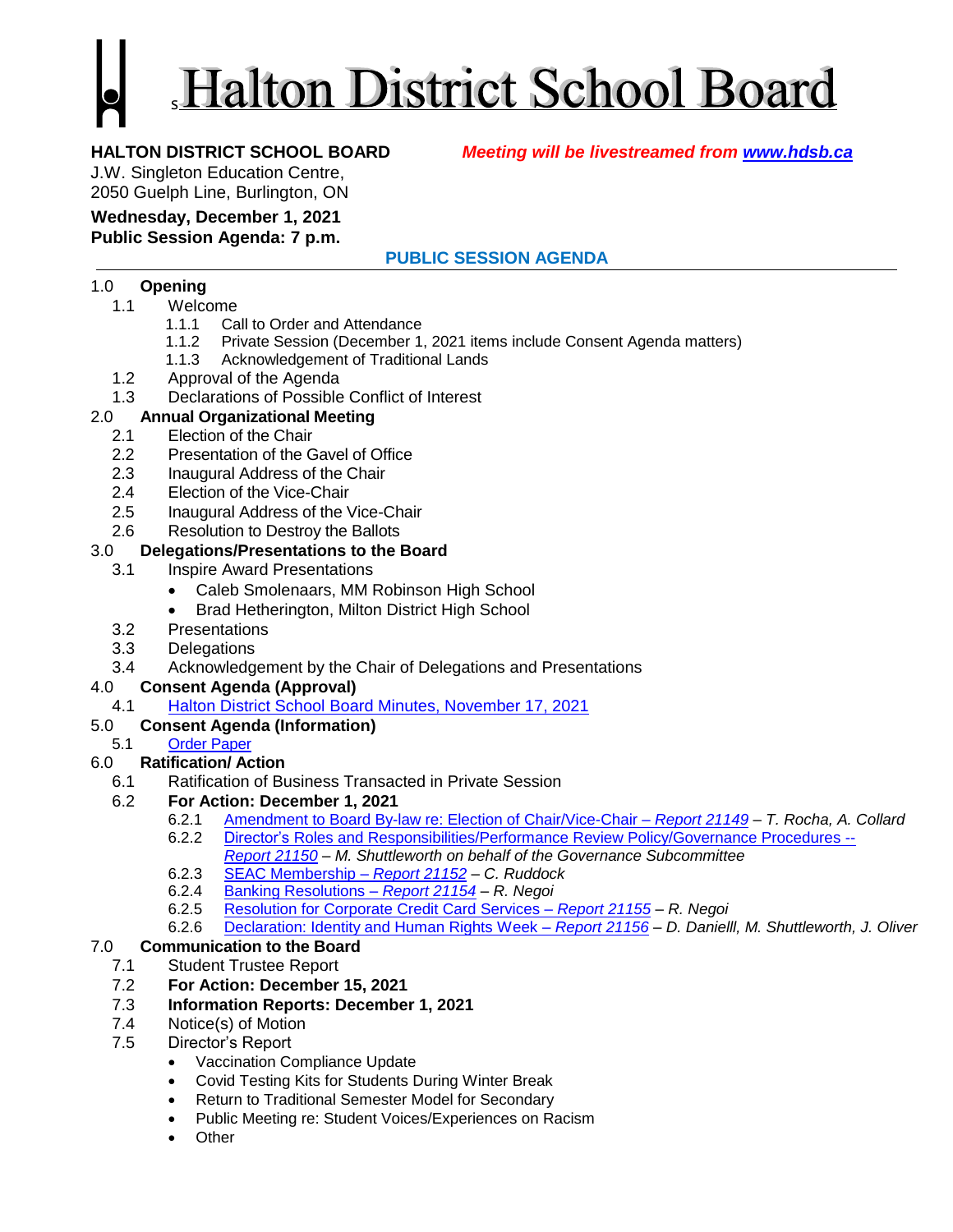# Halton District School Board

**HALTON DISTRICT SCHOOL BOARD** ***Meeting will be livestreamed from [www.hdsb.ca](www.hdsb.ca)***

J.W. Singleton Education Centre,
2050 Guelph Line, Burlington, ON

**Wednesday, December 1, 2021**
**Public Session Agenda: 7 p.m.**

## PUBLIC SESSION AGENDA

1.0 **Opening**
- 1.1 Welcome
  - 1.1.1 Call to Order and Attendance
  - 1.1.2 Private Session (December 1, 2021 items include Consent Agenda matters)
  - 1.1.3 Acknowledgement of Traditional Lands
- 1.2 Approval of the Agenda
- 1.3 Declarations of Possible Conflict of Interest

2.0 **Annual Organizational Meeting**
- 2.1 Election of the Chair
- 2.2 Presentation of the Gavel of Office
- 2.3 Inaugural Address of the Chair
- 2.4 Election of the Vice-Chair
- 2.5 Inaugural Address of the Vice-Chair
- 2.6 Resolution to Destroy the Ballots

3.0 **Delegations/Presentations to the Board**
- 3.1 Inspire Award Presentations
  - Caleb Smolenaars, MM Robinson High School
  - Brad Hetherington, Milton District High School
- 3.2 Presentations
- 3.3 Delegations
- 3.4 Acknowledgement by the Chair of Delegations and Presentations

4.0 **Consent Agenda (Approval)**
- 4.1 Halton District School Board Minutes, November 17, 2021

5.0 **Consent Agenda (Information)**
- 5.1 Order Paper

6.0 **Ratification/ Action**
- 6.1 Ratification of Business Transacted in Private Session
- 6.2 **For Action: December 1, 2021**
  - 6.2.1 Amendment to Board By-law re: Election of Chair/Vice-Chair – *Report 21149* – *T. Rocha, A. Collard*
  - 6.2.2 Director's Roles and Responsibilities/Performance Review Policy/Governance Procedures -- *Report 21150* – *M. Shuttleworth on behalf of the Governance Subcommittee*
  - 6.2.3 SEAC Membership – *Report 21152* – *C. Ruddock*
  - 6.2.4 Banking Resolutions – *Report 21154* – *R. Negoi*
  - 6.2.5 Resolution for Corporate Credit Card Services – *Report 21155* – *R. Negoi*
  - 6.2.6 Declaration: Identity and Human Rights Week – *Report 21156* – *D. Daniell, M. Shuttleworth, J. Oliver*

7.0 **Communication to the Board**
- 7.1 Student Trustee Report
- 7.2 **For Action: December 15, 2021**
- 7.3 **Information Reports: December 1, 2021**
- 7.4 Notice(s) of Motion
- 7.5 Director's Report
  - Vaccination Compliance Update
  - Covid Testing Kits for Students During Winter Break
  - Return to Traditional Semester Model for Secondary
  - Public Meeting re: Student Voices/Experiences on Racism
  - Other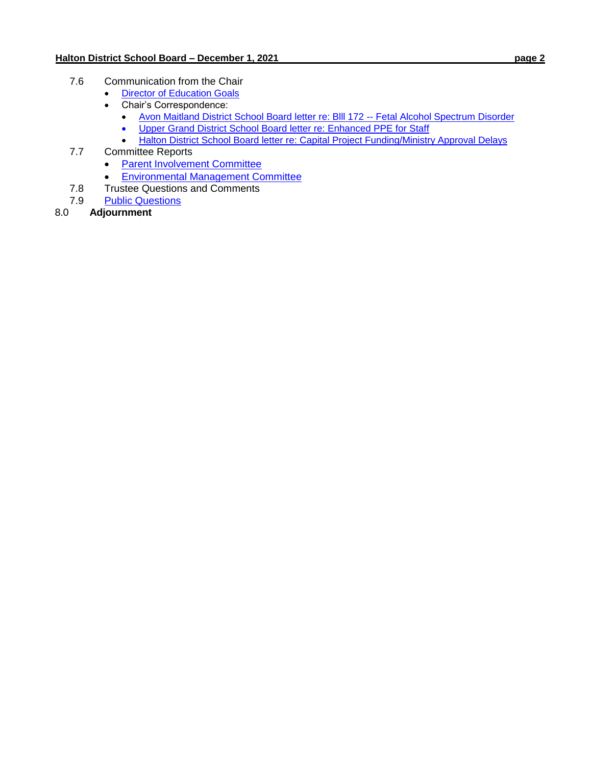7.6 Communication from the Chair
- Director of Education Goals
- Chair's Correspondence:
  - Avon Maitland District School Board letter re: BIll 172 -- Fetal Alcohol Spectrum Disorder
  - Upper Grand District School Board letter re: Enhanced PPE for Staff
  - Halton District School Board letter re: Capital Project Funding/Ministry Approval Delays

7.7 Committee Reports
- Parent Involvement Committee
- Environmental Management Committee

7.8 Trustee Questions and Comments

7.9 Public Questions

**8.0 Adjournment**